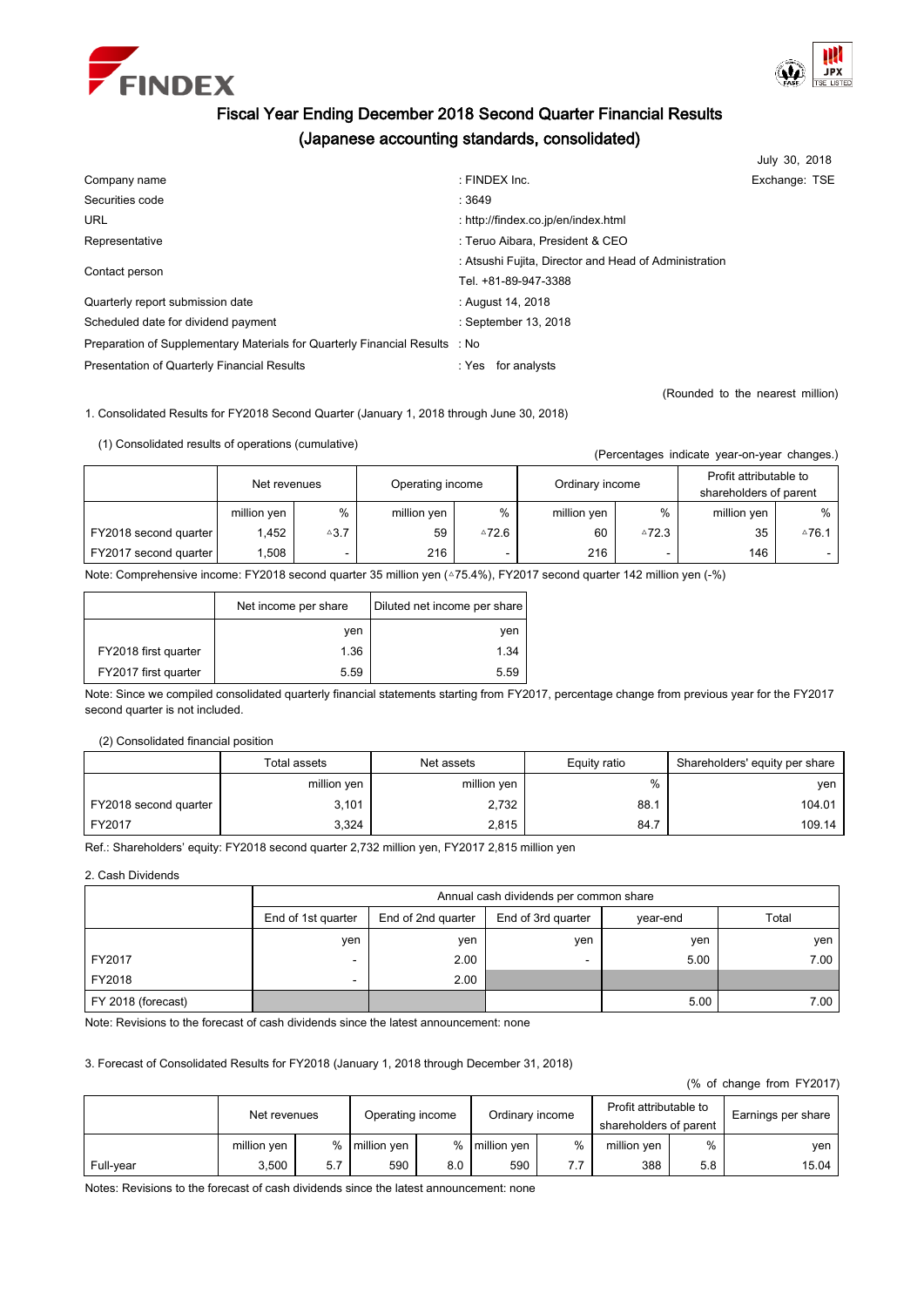# Fiscal Year Ending December 2018 Second Quarter Financial Results
## (Japanese accounting standards, consolidated)

July 30, 2018

| | | |
|---|---|---|
| Company name | : FINDEX Inc. | Exchange: TSE |
| Securities code | : 3649 | |
| URL | : http://findex.co.jp/en/index.html | |
| Representative | : Teruo Aibara, President & CEO | |
| Contact person | : Atsushi Fujita, Director and Head of Administration<br>Tel. +81-89-947-3388 | |
| Quarterly report submission date | : August 14, 2018 | |
| Scheduled date for dividend payment | : September 13, 2018 | |
| Preparation of Supplementary Materials for Quarterly Financial Results | : No | |
| Presentation of Quarterly Financial Results | : Yes for analysts | |

(Rounded to the nearest million)

1. Consolidated Results for FY2018 Second Quarter (January 1, 2018 through June 30, 2018)

(1) Consolidated results of operations (cumulative)

(Percentages indicate year-on-year changes.)

| | Net revenues | | Operating income | | Ordinary income | | Profit attributable to shareholders of parent | |
|---|---|---|---|---|---|---|---|---|
| | million yen | % | million yen | % | million yen | % | million yen | % |
| FY2018 second quarter | 1,452 | △3.7 | 59 | △72.6 | 60 | △72.3 | 35 | △76.1 |
| FY2017 second quarter | 1,508 | - | 216 | - | 216 | - | 146 | - |

Note: Comprehensive income: FY2018 second quarter 35 million yen (△75.4%), FY2017 second quarter 142 million yen (-%)

| | Net income per share | Diluted net income per share |
|---|---|---|
| | yen | yen |
| FY2018 first quarter | 1.36 | 1.34 |
| FY2017 first quarter | 5.59 | 5.59 |

Note: Since we compiled consolidated quarterly financial statements starting from FY2017, percentage change from previous year for the FY2017 second quarter is not included.

(2) Consolidated financial position

| | Total assets | Net assets | Equity ratio | Shareholders' equity per share |
|---|---|---|---|---|
| | million yen | million yen | % | yen |
| FY2018 second quarter | 3,101 | 2,732 | 88.1 | 104.01 |
| FY2017 | 3,324 | 2,815 | 84.7 | 109.14 |

Ref.: Shareholders' equity: FY2018 second quarter 2,732 million yen, FY2017 2,815 million yen

2. Cash Dividends

| | Annual cash dividends per common share | | | | |
|---|---|---|---|---|---|
| | End of 1st quarter | End of 2nd quarter | End of 3rd quarter | year-end | Total |
| | yen | yen | yen | yen | yen |
| FY2017 | - | 2.00 | - | 5.00 | 7.00 |
| FY2018 | - | 2.00 | | | |
| FY 2018 (forecast) | | | | 5.00 | 7.00 |

Note: Revisions to the forecast of cash dividends since the latest announcement: none

3. Forecast of Consolidated Results for FY2018 (January 1, 2018 through December 31, 2018)

(% of change from FY2017)

| | Net revenues | | Operating income | | Ordinary income | | Profit attributable to shareholders of parent | | Earnings per share |
|---|---|---|---|---|---|---|---|---|---|
| | million yen | % | million yen | % | million yen | % | million yen | % | yen |
| Full-year | 3,500 | 5.7 | 590 | 8.0 | 590 | 7.7 | 388 | 5.8 | 15.04 |

Notes: Revisions to the forecast of cash dividends since the latest announcement: none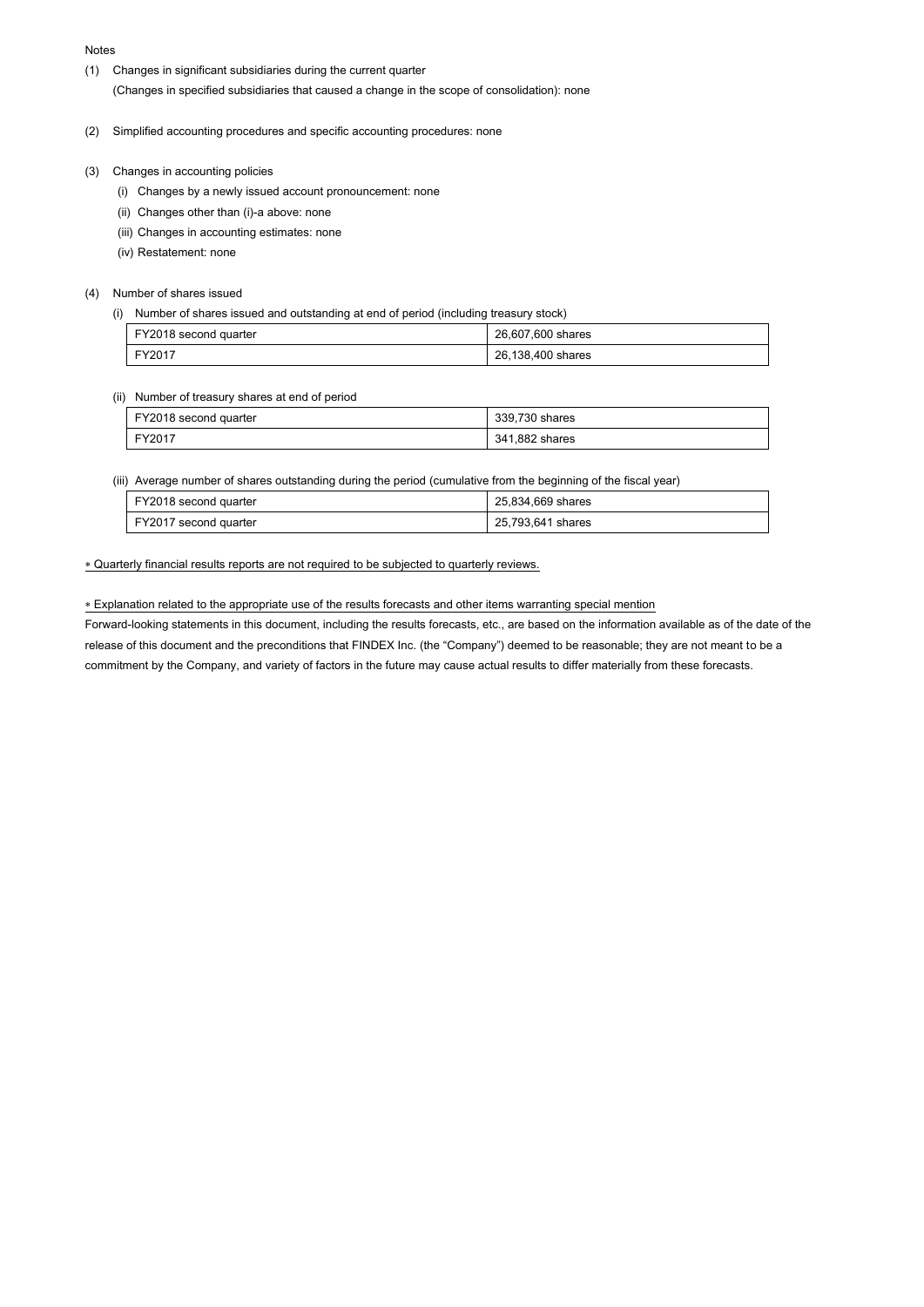Notes

(1) Changes in significant subsidiaries during the current quarter
(Changes in specified subsidiaries that caused a change in the scope of consolidation): none

(2) Simplified accounting procedures and specific accounting procedures: none

(3) Changes in accounting policies
 (i) Changes by a newly issued account pronouncement: none
 (ii) Changes other than (i)-a above: none
 (iii) Changes in accounting estimates: none
 (iv) Restatement: none

(4) Number of shares issued
 (i) Number of shares issued and outstanding at end of period (including treasury stock)

| | |
|---|---|
| FY2018 second quarter | 26,607,600 shares |
| FY2017 | 26,138,400 shares |

 (ii) Number of treasury shares at end of period

| | |
|---|---|
| FY2018 second quarter | 339,730 shares |
| FY2017 | 341,882 shares |

 (iii) Average number of shares outstanding during the period (cumulative from the beginning of the fiscal year)

| | |
|---|---|
| FY2018 second quarter | 25,834,669 shares |
| FY2017 second quarter | 25,793,641 shares |

* Quarterly financial results reports are not required to be subjected to quarterly reviews.

* Explanation related to the appropriate use of the results forecasts and other items warranting special mention

Forward-looking statements in this document, including the results forecasts, etc., are based on the information available as of the date of the release of this document and the preconditions that FINDEX Inc. (the "Company") deemed to be reasonable; they are not meant to be a commitment by the Company, and variety of factors in the future may cause actual results to differ materially from these forecasts.